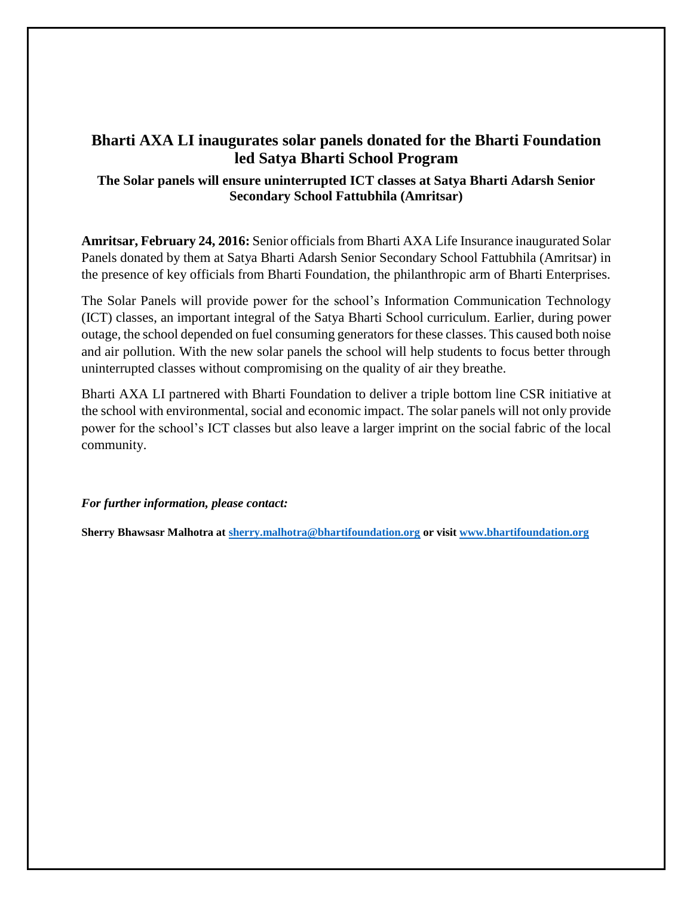# Bharti AXA LI inaugurates solar panels donated for the Bharti Foundation led Satya Bharti School Program

### The Solar panels will ensure uninterrupted ICT classes at Satya Bharti Adarsh Senior Secondary School Fattubhila (Amritsar)

**Amritsar, February 24, 2016:** Senior officials from Bharti AXA Life Insurance inaugurated Solar Panels donated by them at Satya Bharti Adarsh Senior Secondary School Fattubhila (Amritsar) in the presence of key officials from Bharti Foundation, the philanthropic arm of Bharti Enterprises.

The Solar Panels will provide power for the school's Information Communication Technology (ICT) classes, an important integral of the Satya Bharti School curriculum. Earlier, during power outage, the school depended on fuel consuming generators for these classes. This caused both noise and air pollution. With the new solar panels the school will help students to focus better through uninterrupted classes without compromising on the quality of air they breathe.

Bharti AXA LI partnered with Bharti Foundation to deliver a triple bottom line CSR initiative at the school with environmental, social and economic impact. The solar panels will not only provide power for the school's ICT classes but also leave a larger imprint on the social fabric of the local community.

***For further information, please contact:***

**Sherry Bhawsasr Malhotra at [sherry.malhotra@bhartifoundation.org](mailto:sherry.malhotra@bhartifoundation.org) or visit [www.bhartifoundation.org](http://www.bhartifoundation.org)**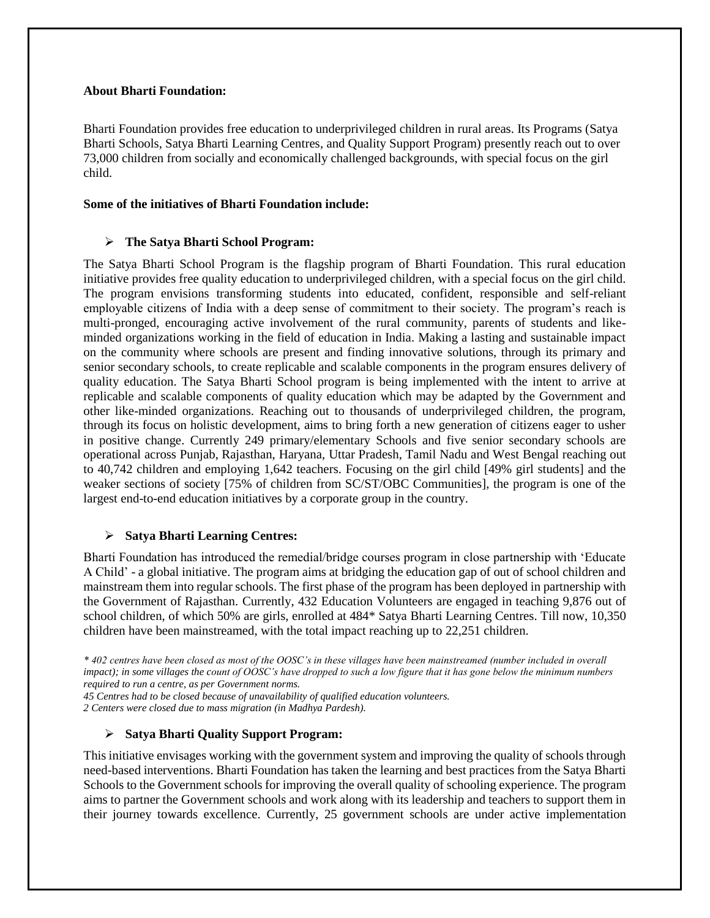**About Bharti Foundation:**

Bharti Foundation provides free education to underprivileged children in rural areas. Its Programs (Satya Bharti Schools, Satya Bharti Learning Centres, and Quality Support Program) presently reach out to over 73,000 children from socially and economically challenged backgrounds, with special focus on the girl child.

**Some of the initiatives of Bharti Foundation include:**

- **The Satya Bharti School Program:**

The Satya Bharti School Program is the flagship program of Bharti Foundation. This rural education initiative provides free quality education to underprivileged children, with a special focus on the girl child. The program envisions transforming students into educated, confident, responsible and self-reliant employable citizens of India with a deep sense of commitment to their society. The program's reach is multi-pronged, encouraging active involvement of the rural community, parents of students and like-minded organizations working in the field of education in India. Making a lasting and sustainable impact on the community where schools are present and finding innovative solutions, through its primary and senior secondary schools, to create replicable and scalable components in the program ensures delivery of quality education. The Satya Bharti School program is being implemented with the intent to arrive at replicable and scalable components of quality education which may be adapted by the Government and other like-minded organizations. Reaching out to thousands of underprivileged children, the program, through its focus on holistic development, aims to bring forth a new generation of citizens eager to usher in positive change. Currently 249 primary/elementary Schools and five senior secondary schools are operational across Punjab, Rajasthan, Haryana, Uttar Pradesh, Tamil Nadu and West Bengal reaching out to 40,742 children and employing 1,642 teachers. Focusing on the girl child [49% girl students] and the weaker sections of society [75% of children from SC/ST/OBC Communities], the program is one of the largest end-to-end education initiatives by a corporate group in the country.

- **Satya Bharti Learning Centres:**

Bharti Foundation has introduced the remedial/bridge courses program in close partnership with 'Educate A Child' - a global initiative. The program aims at bridging the education gap of out of school children and mainstream them into regular schools. The first phase of the program has been deployed in partnership with the Government of Rajasthan. Currently, 432 Education Volunteers are engaged in teaching 9,876 out of school children, of which 50% are girls, enrolled at 484* Satya Bharti Learning Centres. Till now, 10,350 children have been mainstreamed, with the total impact reaching up to 22,251 children.

*\* 402 centres have been closed as most of the OOSC's in these villages have been mainstreamed (number included in overall impact); in some villages the count of OOSC's have dropped to such a low figure that it has gone below the minimum numbers required to run a centre, as per Government norms.*
*45 Centres had to be closed because of unavailability of qualified education volunteers.*
*2 Centers were closed due to mass migration (in Madhya Pardesh).*

- **Satya Bharti Quality Support Program:**

This initiative envisages working with the government system and improving the quality of schools through need-based interventions. Bharti Foundation has taken the learning and best practices from the Satya Bharti Schools to the Government schools for improving the overall quality of schooling experience. The program aims to partner the Government schools and work along with its leadership and teachers to support them in their journey towards excellence. Currently, 25 government schools are under active implementation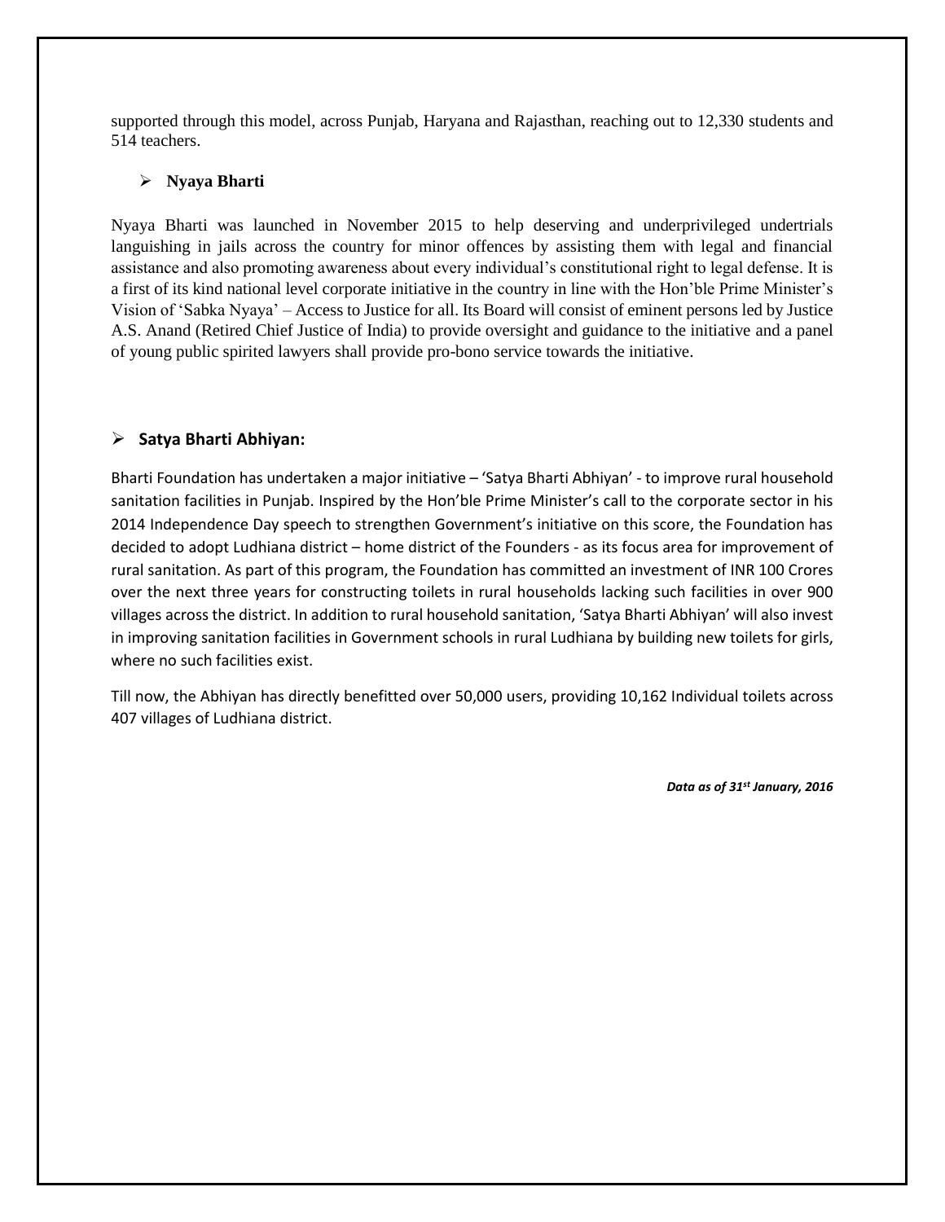supported through this model, across Punjab, Haryana and Rajasthan, reaching out to 12,330 students and 514 teachers.

- **Nyaya Bharti**

Nyaya Bharti was launched in November 2015 to help deserving and underprivileged undertrials languishing in jails across the country for minor offences by assisting them with legal and financial assistance and also promoting awareness about every individual's constitutional right to legal defense. It is a first of its kind national level corporate initiative in the country in line with the Hon'ble Prime Minister's Vision of 'Sabka Nyaya' – Access to Justice for all. Its Board will consist of eminent persons led by Justice A.S. Anand (Retired Chief Justice of India) to provide oversight and guidance to the initiative and a panel of young public spirited lawyers shall provide pro-bono service towards the initiative.

- **Satya Bharti Abhiyan:**

Bharti Foundation has undertaken a major initiative – 'Satya Bharti Abhiyan' - to improve rural household sanitation facilities in Punjab. Inspired by the Hon'ble Prime Minister's call to the corporate sector in his 2014 Independence Day speech to strengthen Government's initiative on this score, the Foundation has decided to adopt Ludhiana district – home district of the Founders - as its focus area for improvement of rural sanitation. As part of this program, the Foundation has committed an investment of INR 100 Crores over the next three years for constructing toilets in rural households lacking such facilities in over 900 villages across the district. In addition to rural household sanitation, 'Satya Bharti Abhiyan' will also invest in improving sanitation facilities in Government schools in rural Ludhiana by building new toilets for girls, where no such facilities exist.

Till now, the Abhiyan has directly benefitted over 50,000 users, providing 10,162 Individual toilets across 407 villages of Ludhiana district.

***Data as of 31st January, 2016***